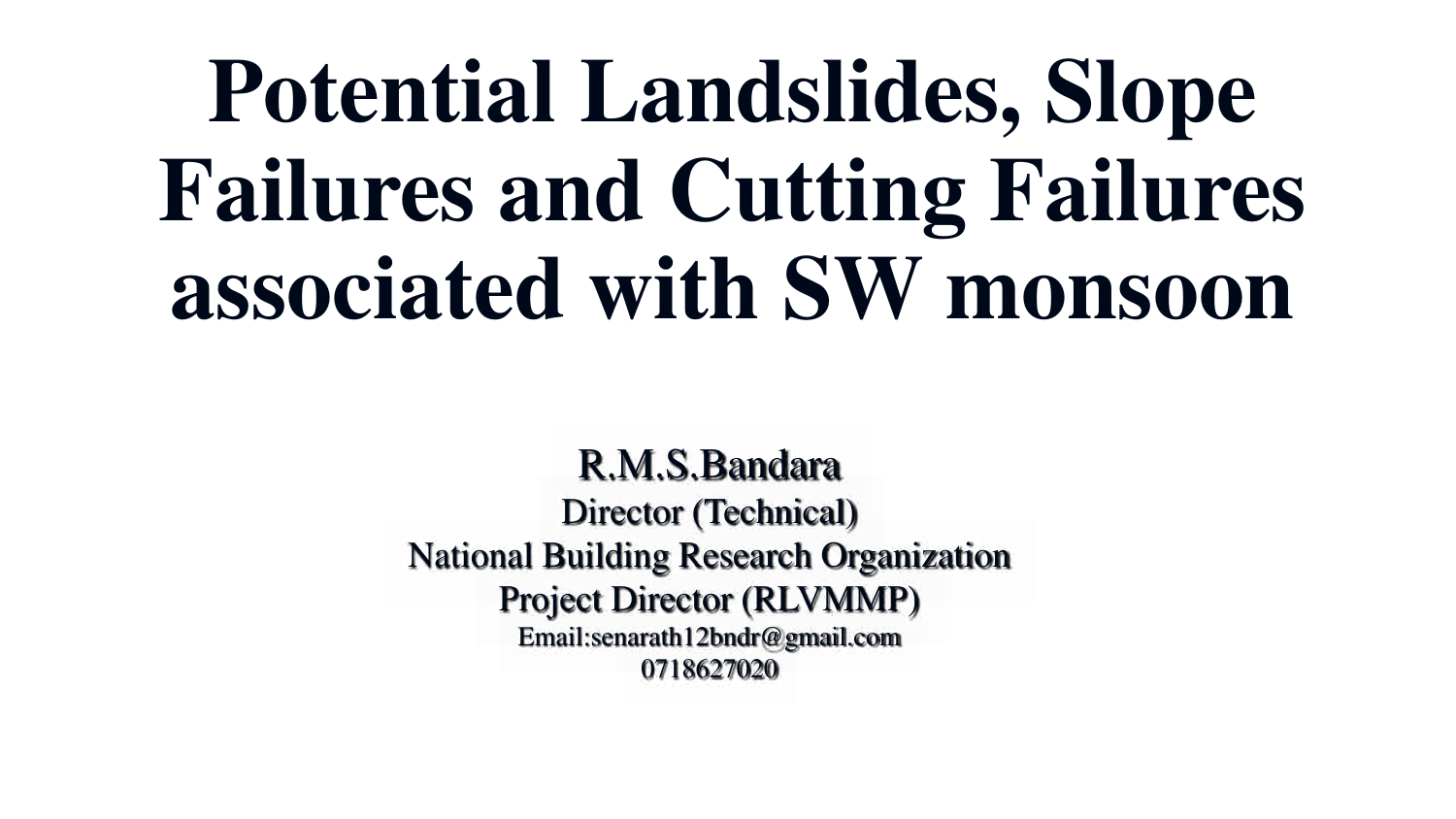# Potential Landslides, Slope Failures and Cutting Failures associated with SW monsoon

R.M.S.Bandara
Director (Technical)
National Building Research Organization
Project Director (RLVMMP)
Email:senarath12bndr@gmail.com
0718627020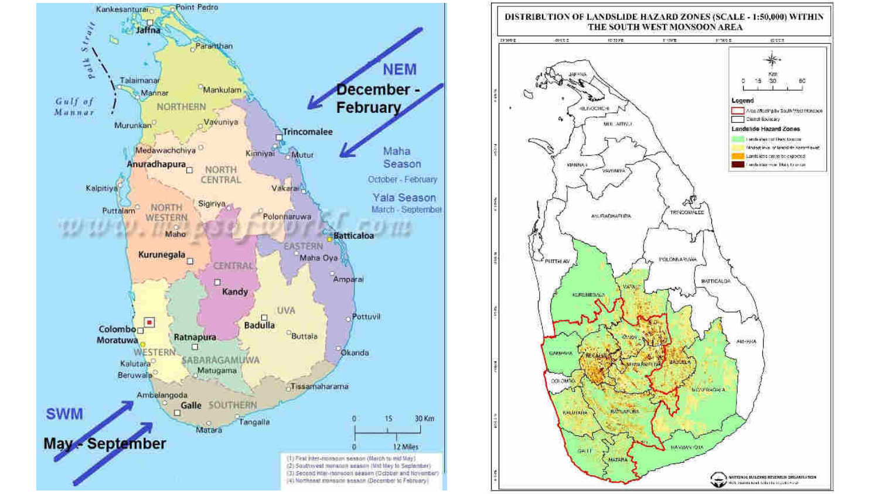NEM

December - February

Maha Season

October - February

Yala Season

March - September

SWM

May - September

(1) First inter-monsoon season (March to mid May)
(2) Southwest monsoon season (Mid May to September)
(3) Second inter-monsoon season (October and November)
(4) Northeast monsoon season (December to February)

NORTHERN, NORTH CENTRAL, NORTH WESTERN, EASTERN, CENTRAL, UVA, WESTERN, SABARAGAMUWA, SOUTHERN

Kankesanturai, Point Pedro, Jaffna, Paranthan, Talaimanar, Mannar, Mankulam, Murunkan, Vavuniya, Trincomalee, Medawachchiya, Kinniyai, Mutur, Anuradhapura, Kalpitiya, Vakarai, Puttalam, Sigiriya, Polonnaruwa, Maho, Batticaloa, Kurunegala, Maha Oya, Kandy, Amparai, Colombo, Moratuwa, Ratnapura, Badulla, Pottuvil, Buttala, Kalutara, Beruwala, Matugama, Okanda, Tissamaharama, Ambalangoda, Galle, Tangalla, Matara

Gulf of Mannar

Palk Strait

www.mapsofworld.com

0 15 30 Km

0 12 Miles

## DISTRIBUTION OF LANDSLIDE HAZARD ZONES (SCALE - 1:50,000) WITHIN THE SOUTH WEST MONSOON AREA

Km

0 15 30 60

**Legend**

Area affecting by South West Monsoon

District Boundary

**Landslide Hazard Zones**

Landslides not likely to occur

Modest level of landslide hazard exist

Landslides are to be expected

Landslides most likely to occur

JAFFNA, KILINOCHCHI, MULLAITIVU, MANNAR, VAVUNIYA, ANURADHAPURA, TRINCOMALEE, PUTTALAM, POLONNARUWA, BATTICALOA, KURUNEGALA, MATALE, AMPARA, GAMPAHA, KEGALLE, KANDY, NUWARA ELIYA, BADULLA, COLOMBO, MONERAGALA, KALUTARA, RATNAPURA, GALLE, MATARA, HAMBANTOTA

NATIONAL BUILDING RESEARCH ORGANISATION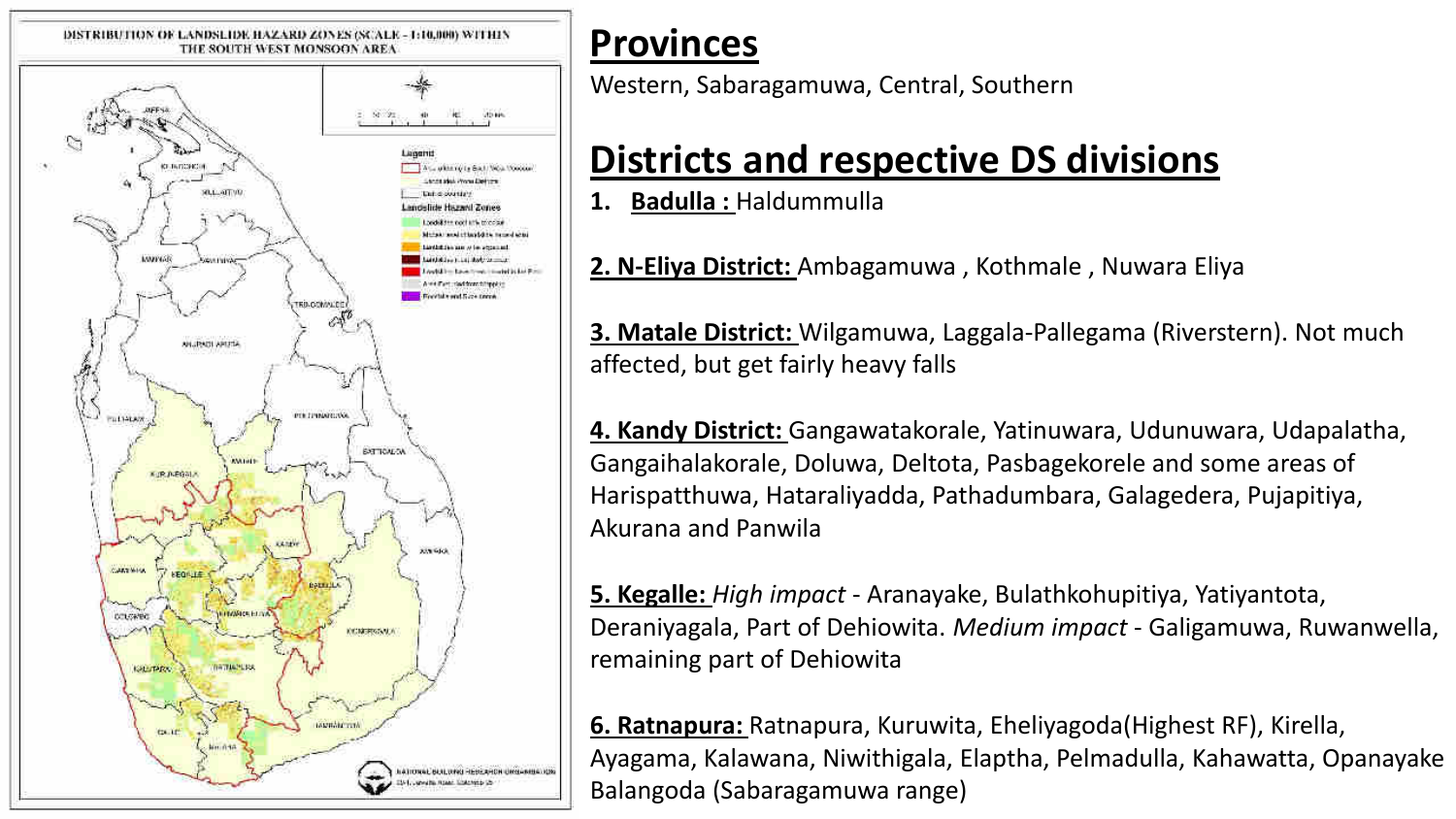## Provinces

Western, Sabaragamuwa, Central, Southern

## Districts and respective DS divisions

1. **Badulla :** Haldummulla

**2. N-Eliya District:** Ambagamuwa , Kothmale , Nuwara Eliya

**3. Matale District:** Wilgamuwa, Laggala-Pallegama (Riverstern). Not much affected, but get fairly heavy falls

**4. Kandy District:** Gangawatakorale, Yatinuwara, Udunuwara, Udapalatha, Gangaihalakorale, Doluwa, Deltota, Pasbagekorele and some areas of Harispatthuwa, Hataraliyadda, Pathadumbara, Galagedera, Pujapitiya, Akurana and Panwila

**5. Kegalle:** *High impact* - Aranayake, Bulathkohupitiya, Yatiyantota, Deraniyagala, Part of Dehiowita. *Medium impact* - Galigamuwa, Ruwanwella, remaining part of Dehiowita

**6. Ratnapura:** Ratnapura, Kuruwita, Eheliyagoda(Highest RF), Kirella, Ayagama, Kalawana, Niwithigala, Elaptha, Pelmadulla, Kahawatta, Opanayake Balangoda (Sabaragamuwa range)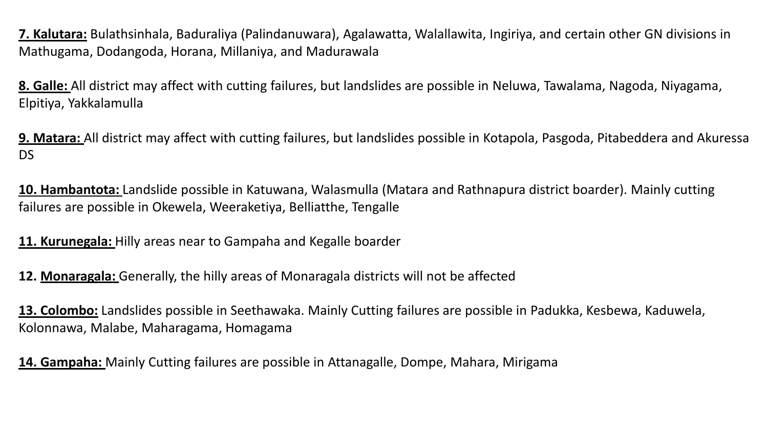**7. Kalutara:** Bulathsinhala, Baduraliya (Palindanuwara), Agalawatta, Walallawita, Ingiriya, and certain other GN divisions in Mathugama, Dodangoda, Horana, Millaniya, and Madurawala

**8. Galle:** All district may affect with cutting failures, but landslides are possible in Neluwa, Tawalama, Nagoda, Niyagama, Elpitiya, Yakkalamulla

**9. Matara:** All district may affect with cutting failures, but landslides possible in Kotapola, Pasgoda, Pitabeddera and Akuressa DS

**10. Hambantota:** Landslide possible in Katuwana, Walasmulla (Matara and Rathnapura district boarder). Mainly cutting failures are possible in Okewela, Weeraketiya, Belliatthe, Tengalle

**11. Kurunegala:** Hilly areas near to Gampaha and Kegalle boarder

**12. Monaragala:** Generally, the hilly areas of Monaragala districts will not be affected

**13. Colombo:** Landslides possible in Seethawaka. Mainly Cutting failures are possible in Padukka, Kesbewa, Kaduwela, Kolonnawa, Malabe, Maharagama, Homagama

**14. Gampaha:** Mainly Cutting failures are possible in Attanagalle, Dompe, Mahara, Mirigama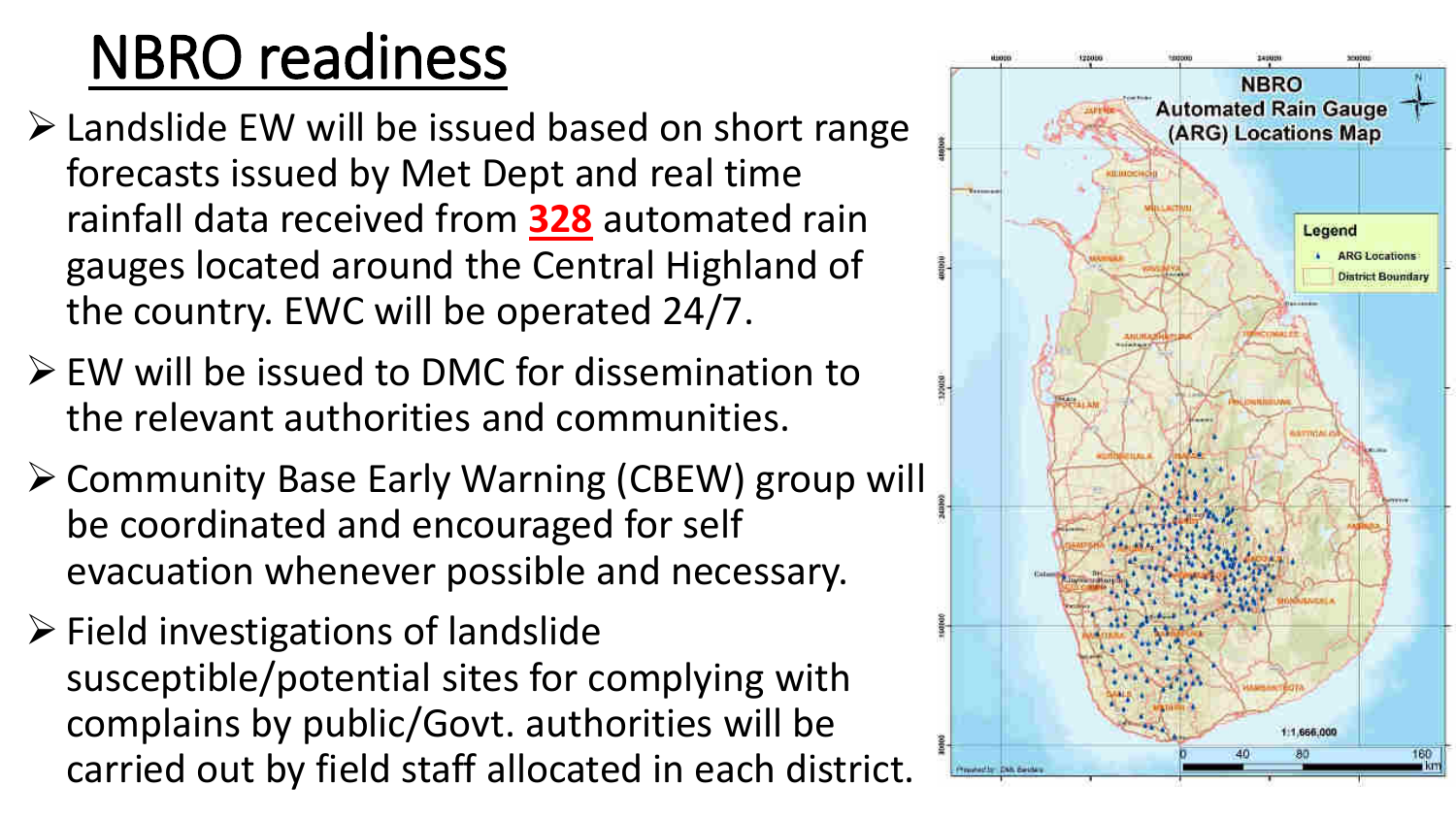# NBRO readiness

- Landslide EW will be issued based on short range forecasts issued by Met Dept and real time rainfall data received from **328** automated rain gauges located around the Central Highland of the country. EWC will be operated 24/7.
- EW will be issued to DMC for dissemination to the relevant authorities and communities.
- Community Base Early Warning (CBEW) group will be coordinated and encouraged for self evacuation whenever possible and necessary.
- Field investigations of landslide susceptible/potential sites for complying with complains by public/Govt. authorities will be carried out by field staff allocated in each district.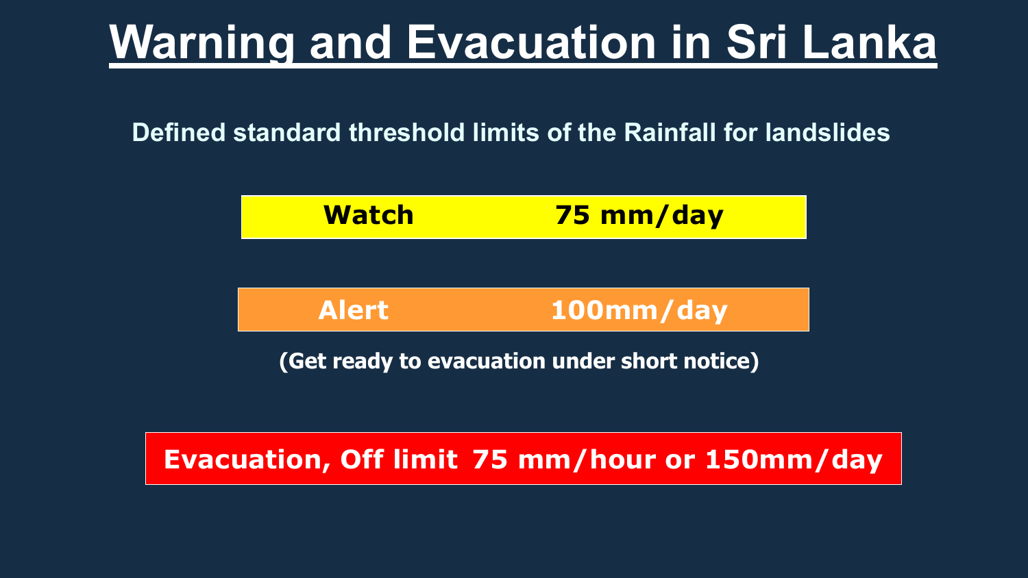# Warning and Evacuation in Sri Lanka

**Defined standard threshold limits of the Rainfall for landslides**

| Level | Threshold |
|---|---|
| **Watch** | **75 mm/day** |
| **Alert** | **100mm/day** |
| **Evacuation, Off limit** | **75 mm/hour or 150mm/day** |

**(Get ready to evacuation under short notice)**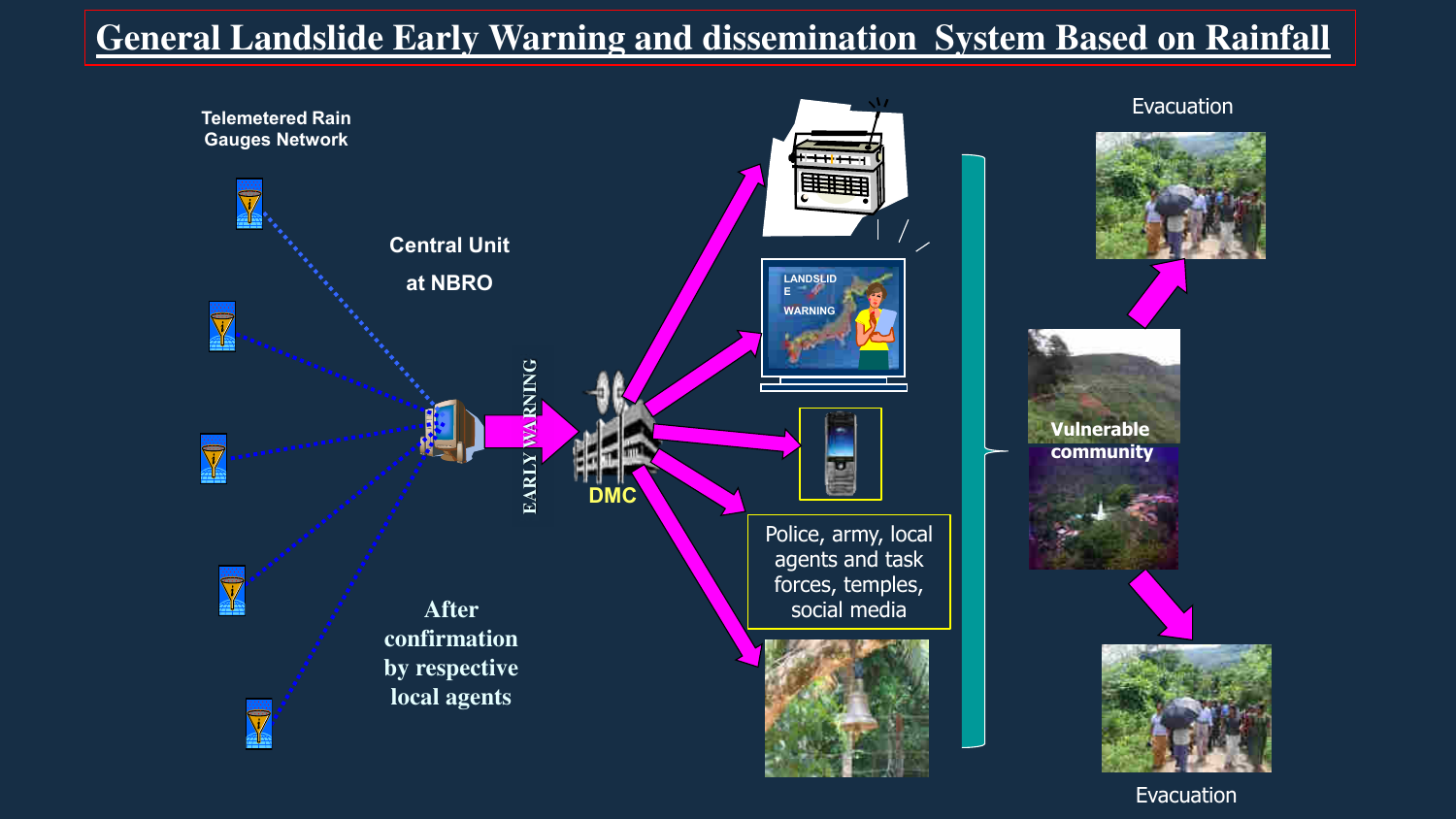# General Landslide Early Warning and dissemination System Based on Rainfall

Telemetered Rain Gauges Network

Central Unit at NBRO

EARLY WARNING

DMC

After confirmation by respective local agents

LANDSLIDE WARNING

Police, army, local agents and task forces, temples, social media

Vulnerable community

Evacuation

Evacuation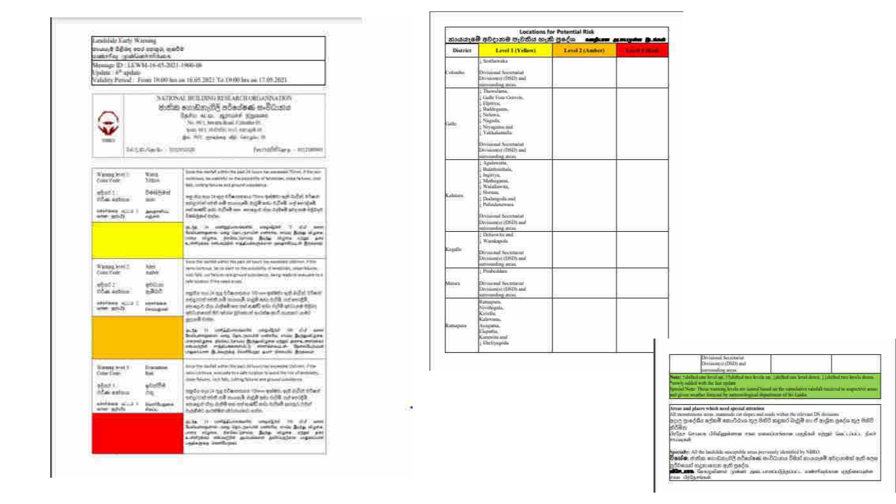**Landslide Early Warning**

Message ID : LEWM-16-05-2021-1900-06
Update : 6th update
Validity Period : From 19:00 hrs on 16.05.2021 To 19:00 hrs on 17.05.2021

**NATIONAL BUILDING RESEARCH ORGANISATION**

No. 99/1, Jawatta Road, Colombo 05.

| Warning level | Color Code | Description |
|---|---|---|
| Warning level 1 | Watch / Yellow | Since the rainfall within the past 24 hours has exceeded 75mm, if the rain continues, be watchful on the possibility of landslides, slope failures, rock falls, cutting failures and ground subsidence. |
| Warning level 2 | Alert / Amber | Since the rainfall within the past 24 hours has exceeded 100mm, if the rain continues, be on alert on the possibility of landslides, slope failures, rock falls, cut failures and ground subsidence, being ready to evacuate to a safe location if the need arises. |
| Warning level 3 | Evacuate / Red | Since the rainfall within the past 24 hours has exceeded 150mm, if the rain continues, evacuate to a safe location to avoid the risk of landslides, slope failures, rock falls, cutting failure and ground subsidence. |

**Locations for Potential Risk**

| District | Level 1 (Yellow) | Level 2 (Amber) | Level 3 (Red) |
|---|---|---|---|
| Colombo | Seethawaka Divisional Secretariat Division(s) (DSD) and surrounding areas. | | |
| Galle | Thawalama, Galle Four Gravets, Elpitiya, Baddegama, Neluwa, Nagoda, Niyagama and Yakkalamulla Divisional Secretariat Division(s) (DSD) and surrounding areas. | | |
| Kalutara | Agalawatta, Bulathsinhala, Ingiriya, Mathugama, Walallawita, Horana, Dodangoda and Palindanuwara Divisional Secretariat Division(s) (DSD) and surrounding areas. | | |
| Kegalle | Dehiowita and Warakapola Divisional Secretariat Division(s) (DSD) and surrounding areas. | | |
| Matara | Pitabeddara Divisional Secretariat Division(s) (DSD) and surrounding areas. | | |
| Ratnapura | Ratnapura, Nivithigala, Kiriella, Kalawana, Ayagama, Elapatha, Kuruvita and Eheliyagoda Divisional Secretariat Division(s) (DSD) and surrounding areas. | | |

**Note:** ↑ shifted one level up, ↑↑ shifted two levels up, ↓ shifted one level down, ↓↓ shifted two levels down. Newly added with the last update.
Special Note: These warning levels are issued based on the cumulative rainfall received in respective areas and given weather forecast by meteorological department of Sri Lanka.

**Areas and places which need special attention**
All mountainous areas, manmade cut slopes and roads within the relevant DS divisions.

**Specially:** All the landslide susceptible areas previously identified by NBRO.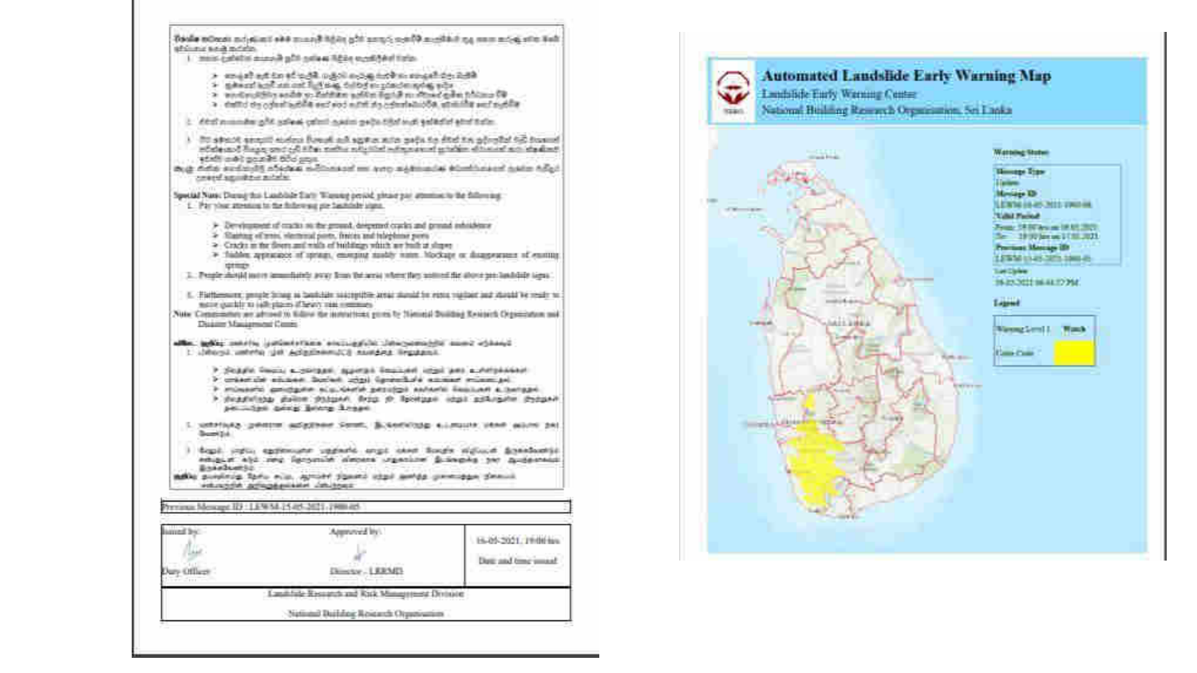**Special Note:** During this Landslide Early Warning period, please pay attention to the following:

1. Pay your attention to the following pre landslide signs.
   - ➢ Development of cracks on the ground, deepened cracks and ground subsidence
   - ➢ Slanting of trees, electrical posts, fences and telephone posts
   - ➢ Cracks in the floors and walls of buildings which are built at slopes
   - ➢ Sudden appearance of springs, emerging muddy water, blockage or disappearance of existing springs
2. People should move immediately away from the area where they noticed the above pre landslide signs.
3. Furthermore, people living in landslide susceptible areas should be extra vigilant and should be ready to move quickly to safe places if heavy rain continues.

**Note:** Communities are advised to follow the instructions given by National Building Research Organization and Disaster Management Centre.

Previous Message ID : LEWM-15-05-2021-1900-05

| Issued by: | Approved by: | 16-05-2021, 19:00 hrs |
|---|---|---|
| Duty Officer | Director - LRRMD | Date and time issued |

Landslide Research and Risk Management Division

National Building Research Organization

# Automated Landslide Early Warning Map

Landslide Early Warning Center

National Building Research Organization, Sri Lanka

**Warning Status**

**Message Type**
Update

**Message ID**
LEWM-16-05-2021-1900-06

**Valid Period**
From: 19:00 hrs on 16.05.2021
To: 19:00 hrs on 17.05.2021

**Previous Message ID**
LEWM-15-05-2021-1900-05

Last Update
16-05-2021 06:44:57 PM

**Legend**

| Warning Level 1 | Watch |
|---|---|
| Color Code | |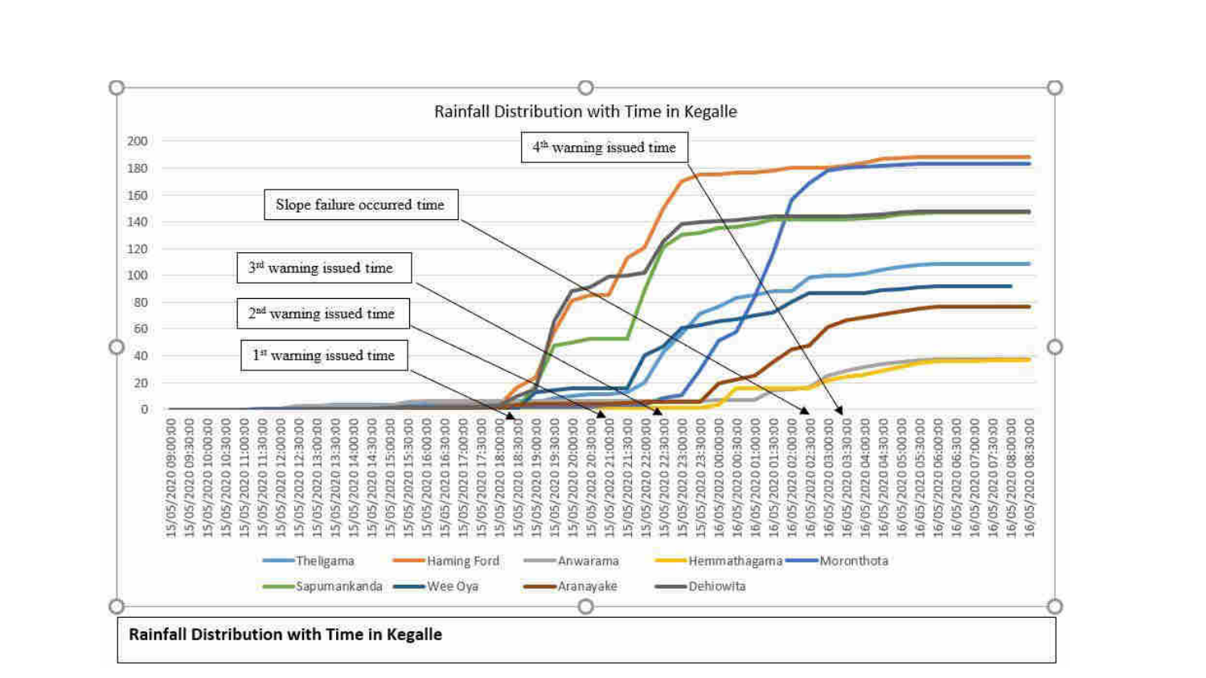**Rainfall Distribution with Time in Kegalle**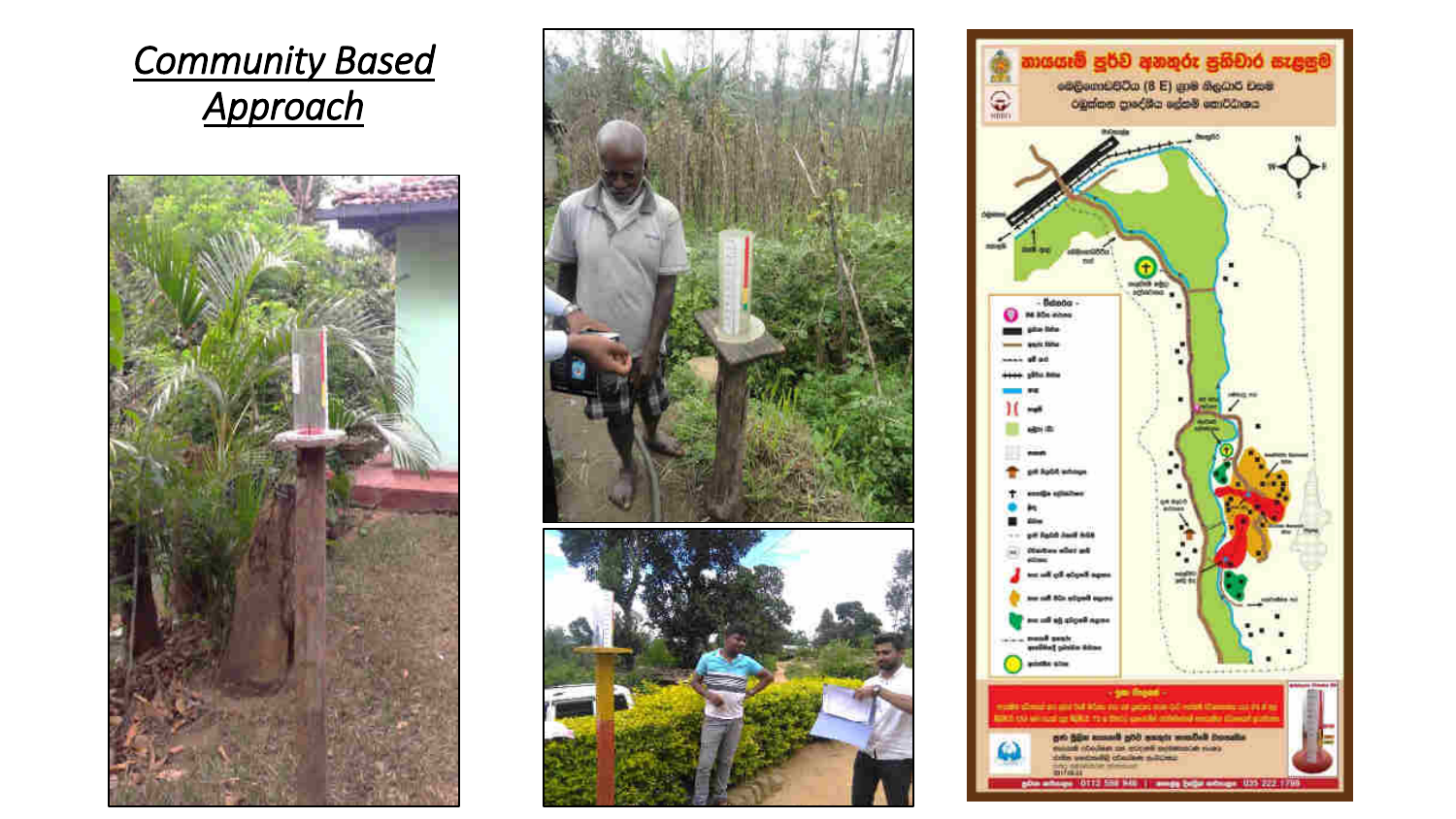# *Community Based Approach*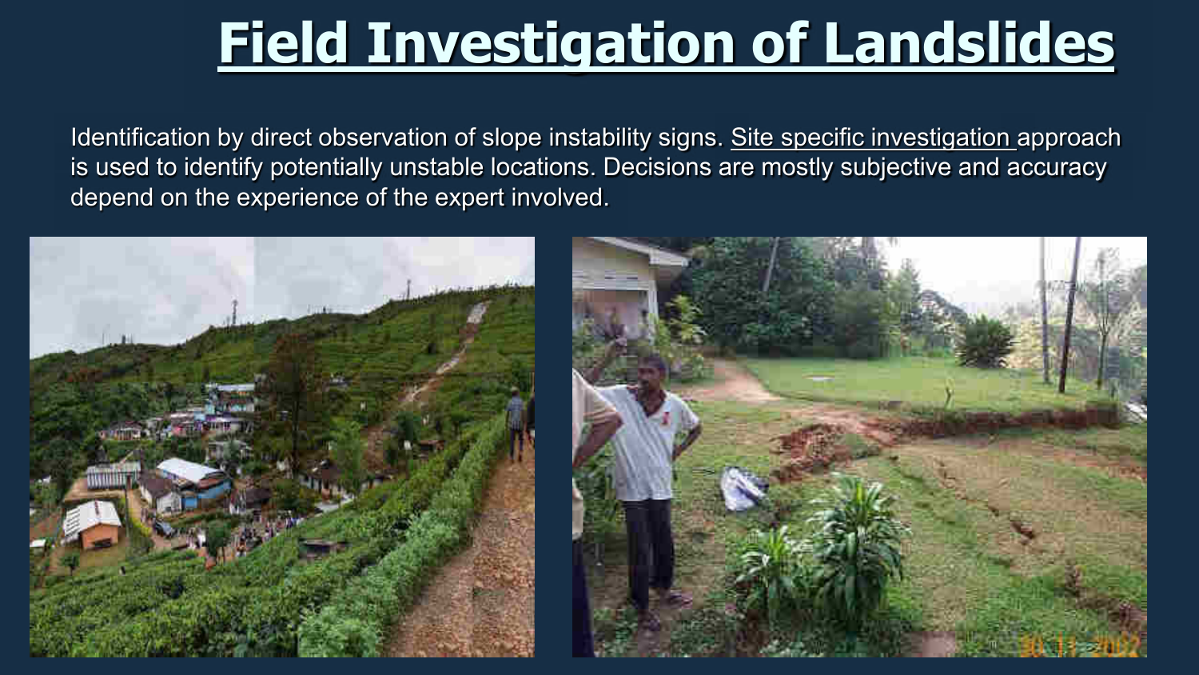# Field Investigation of Landslides

Identification by direct observation of slope instability signs. Site specific investigation approach is used to identify potentially unstable locations. Decisions are mostly subjective and accuracy depend on the experience of the expert involved.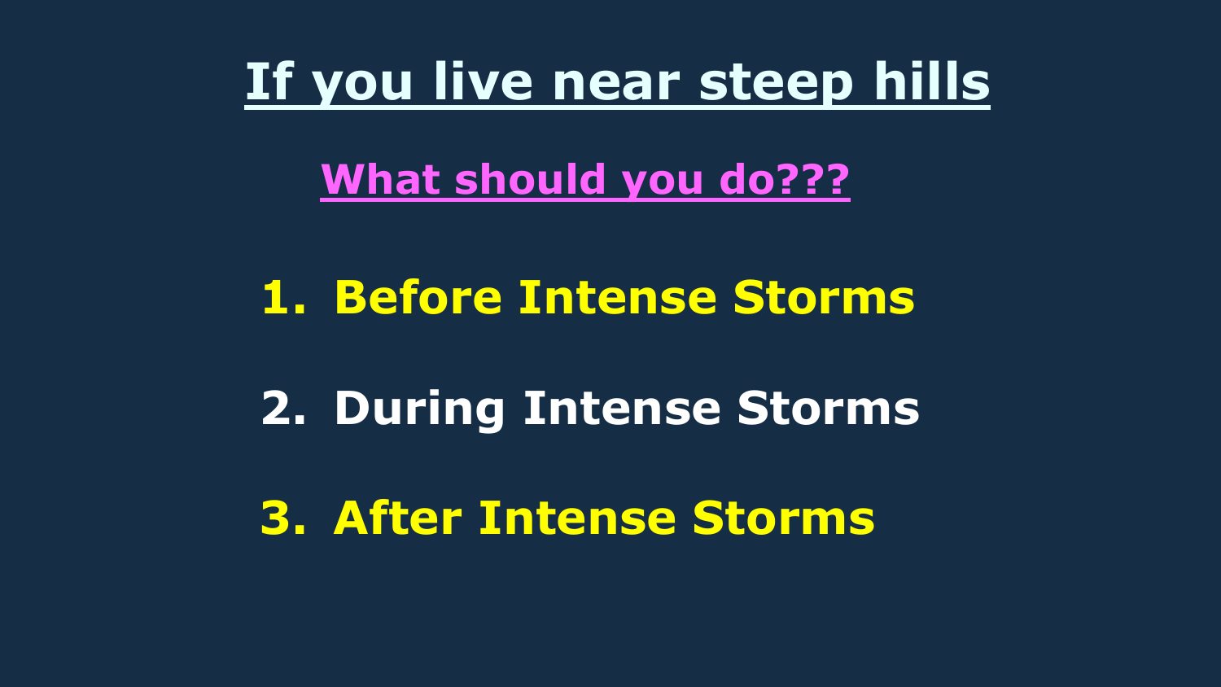# If you live near steep hills

## What should you do???

1. Before Intense Storms
2. During Intense Storms
3. After Intense Storms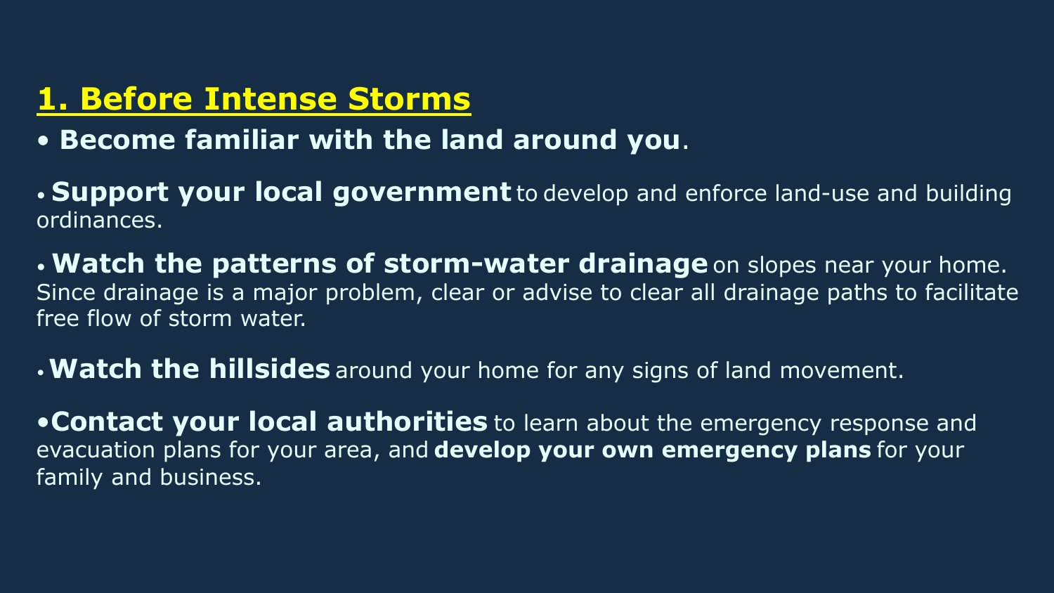## 1. Before Intense Storms

- **Become familiar with the land around you**.
- **Support your local government** to develop and enforce land-use and building ordinances.
- **Watch the patterns of storm-water drainage** on slopes near your home. Since drainage is a major problem, clear or advise to clear all drainage paths to facilitate free flow of storm water.
- **Watch the hillsides** around your home for any signs of land movement.
- **Contact your local authorities** to learn about the emergency response and evacuation plans for your area, and **develop your own emergency plans** for your family and business.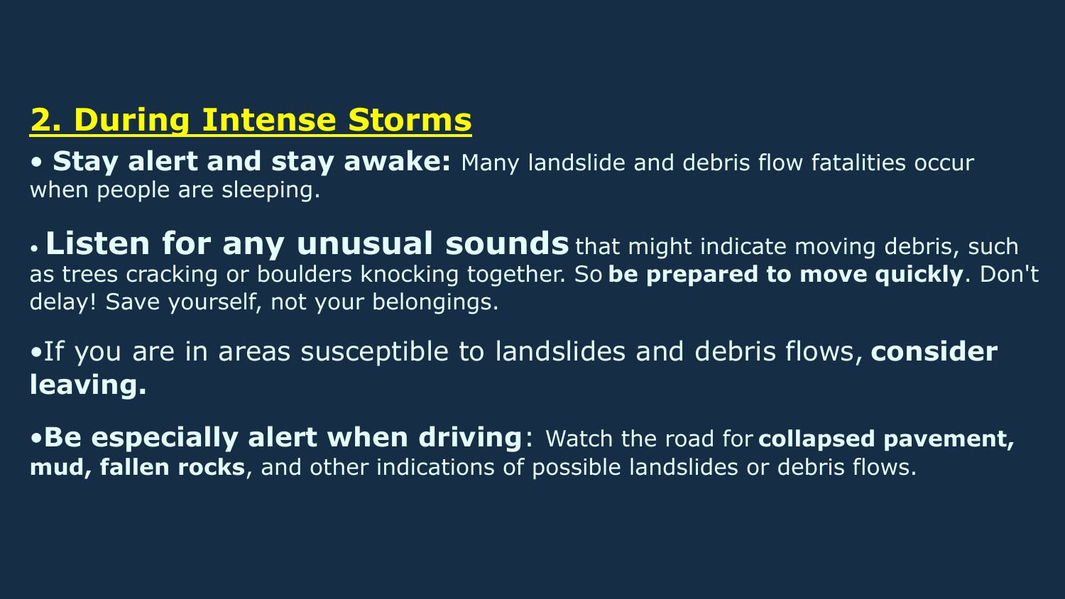## 2. During Intense Storms

- **Stay alert and stay awake:** Many landslide and debris flow fatalities occur when people are sleeping.

- **Listen for any unusual sounds** that might indicate moving debris, such as trees cracking or boulders knocking together. So **be prepared to move quickly**. Don't delay! Save yourself, not your belongings.

- If you are in areas susceptible to landslides and debris flows, **consider leaving.**

- **Be especially alert when driving**: Watch the road for **collapsed pavement, mud, fallen rocks**, and other indications of possible landslides or debris flows.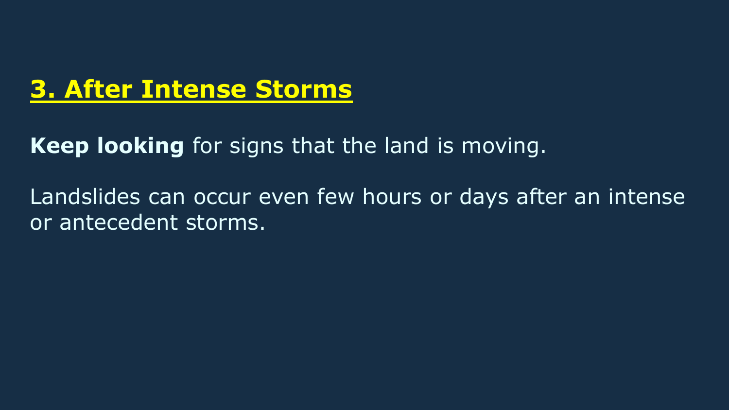## 3. After Intense Storms

**Keep looking** for signs that the land is moving.

Landslides can occur even few hours or days after an intense or antecedent storms.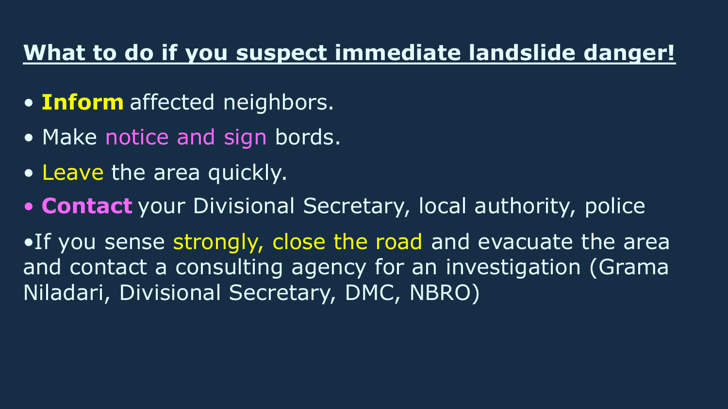## What to do if you suspect immediate landslide danger!

- **Inform** affected neighbors.
- Make notice and sign bords.
- Leave the area quickly.
- **Contact** your Divisional Secretary, local authority, police

•If you sense strongly, close the road and evacuate the area and contact a consulting agency for an investigation (Grama Niladari, Divisional Secretary, DMC, NBRO)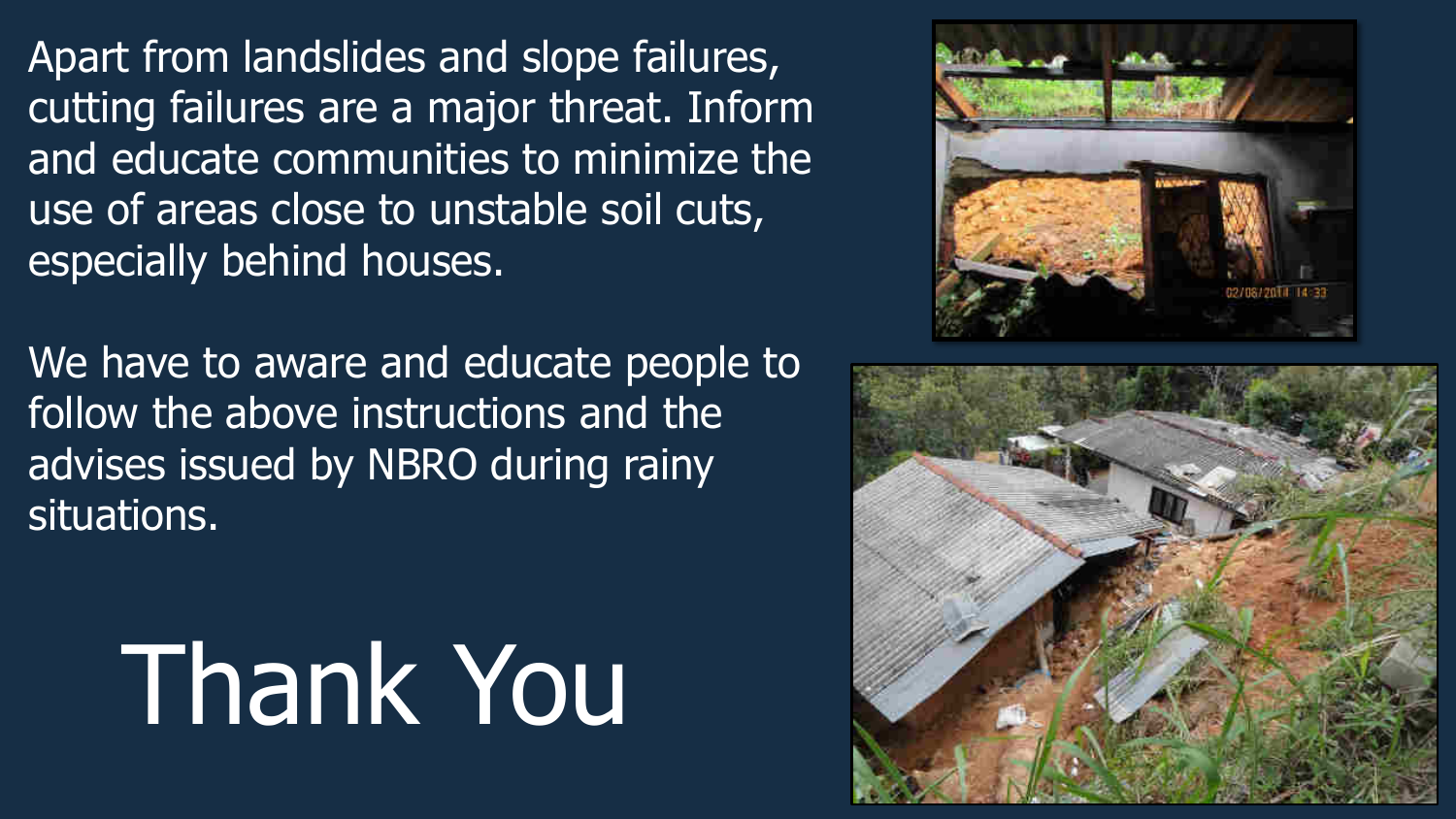Apart from landslides and slope failures, cutting failures are a major threat. Inform and educate communities to minimize the use of areas close to unstable soil cuts, especially behind houses.

We have to aware and educate people to follow the above instructions and the advises issued by NBRO during rainy situations.

# Thank You